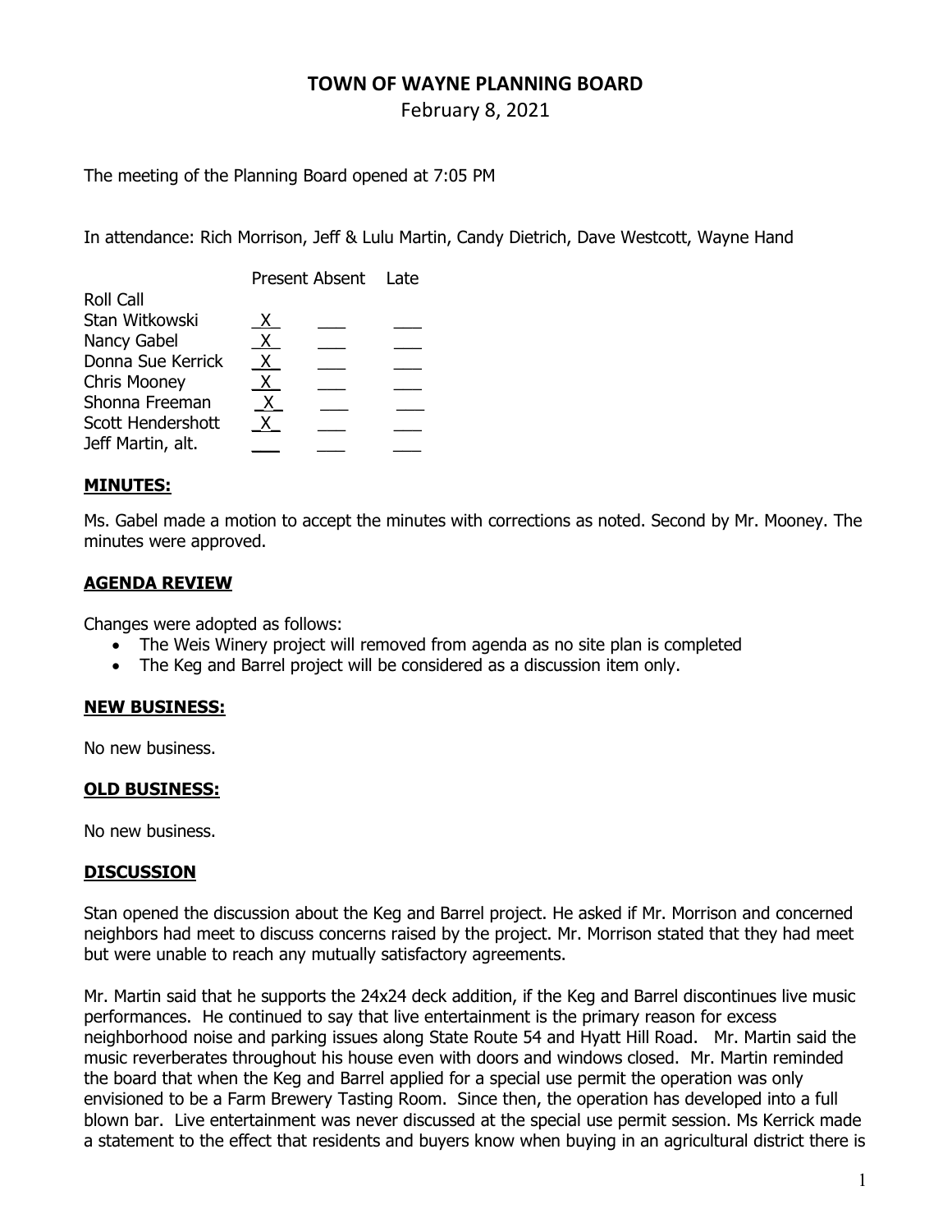# TOWN OF WAYNE PLANNING BOARD

February 8, 2021

The meeting of the Planning Board opened at 7:05 PM

In attendance: Rich Morrison, Jeff & Lulu Martin, Candy Dietrich, Dave Westcott, Wayne Hand

| Roll Call | Present | Absent | Late |
|---|---|---|---|
| Stan Witkowski | X | | |
| Nancy Gabel | X | | |
| Donna Sue Kerrick | X | | |
| Chris Mooney | X | | |
| Shonna Freeman | X | | |
| Scott Hendershott | X | | |
| Jeff Martin, alt. | | | |

## MINUTES:

Ms. Gabel made a motion to accept the minutes with corrections as noted. Second by Mr. Mooney. The minutes were approved.

## AGENDA REVIEW

Changes were adopted as follows:

- The Weis Winery project will removed from agenda as no site plan is completed
- The Keg and Barrel project will be considered as a discussion item only.

## NEW BUSINESS:

No new business.

## OLD BUSINESS:

No new business.

## DISCUSSION

Stan opened the discussion about the Keg and Barrel project. He asked if Mr. Morrison and concerned neighbors had meet to discuss concerns raised by the project. Mr. Morrison stated that they had meet but were unable to reach any mutually satisfactory agreements.

Mr. Martin said that he supports the 24x24 deck addition, if the Keg and Barrel discontinues live music performances. He continued to say that live entertainment is the primary reason for excess neighborhood noise and parking issues along State Route 54 and Hyatt Hill Road. Mr. Martin said the music reverberates throughout his house even with doors and windows closed. Mr. Martin reminded the board that when the Keg and Barrel applied for a special use permit the operation was only envisioned to be a Farm Brewery Tasting Room. Since then, the operation has developed into a full blown bar. Live entertainment was never discussed at the special use permit session. Ms Kerrick made a statement to the effect that residents and buyers know when buying in an agricultural district there is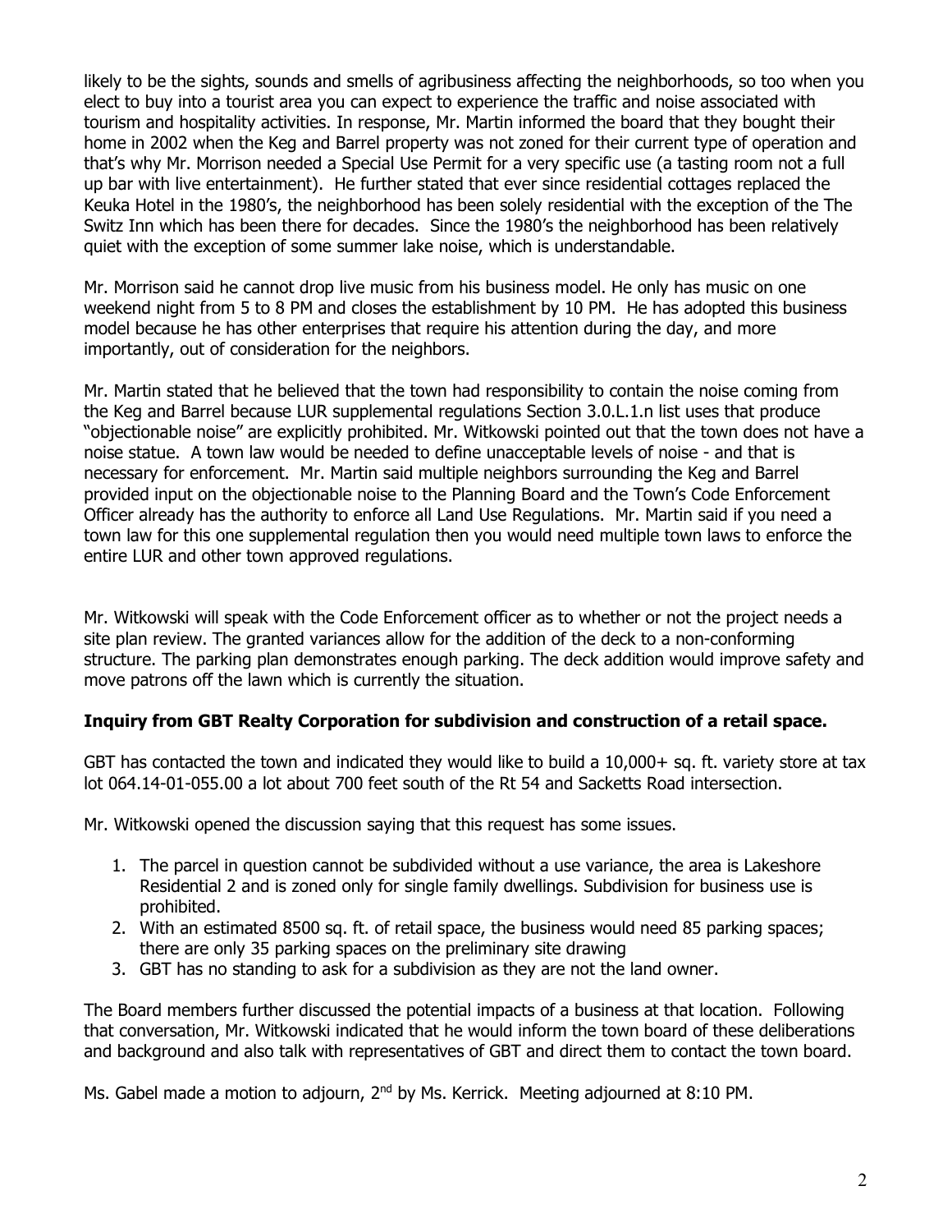likely to be the sights, sounds and smells of agribusiness affecting the neighborhoods, so too when you elect to buy into a tourist area you can expect to experience the traffic and noise associated with tourism and hospitality activities. In response, Mr. Martin informed the board that they bought their home in 2002 when the Keg and Barrel property was not zoned for their current type of operation and that's why Mr. Morrison needed a Special Use Permit for a very specific use (a tasting room not a full up bar with live entertainment). He further stated that ever since residential cottages replaced the Keuka Hotel in the 1980's, the neighborhood has been solely residential with the exception of the The Switz Inn which has been there for decades. Since the 1980's the neighborhood has been relatively quiet with the exception of some summer lake noise, which is understandable.

Mr. Morrison said he cannot drop live music from his business model. He only has music on one weekend night from 5 to 8 PM and closes the establishment by 10 PM. He has adopted this business model because he has other enterprises that require his attention during the day, and more importantly, out of consideration for the neighbors.

Mr. Martin stated that he believed that the town had responsibility to contain the noise coming from the Keg and Barrel because LUR supplemental regulations Section 3.0.L.1.n list uses that produce "objectionable noise" are explicitly prohibited. Mr. Witkowski pointed out that the town does not have a noise statue. A town law would be needed to define unacceptable levels of noise - and that is necessary for enforcement. Mr. Martin said multiple neighbors surrounding the Keg and Barrel provided input on the objectionable noise to the Planning Board and the Town's Code Enforcement Officer already has the authority to enforce all Land Use Regulations. Mr. Martin said if you need a town law for this one supplemental regulation then you would need multiple town laws to enforce the entire LUR and other town approved regulations.

Mr. Witkowski will speak with the Code Enforcement officer as to whether or not the project needs a site plan review. The granted variances allow for the addition of the deck to a non-conforming structure. The parking plan demonstrates enough parking. The deck addition would improve safety and move patrons off the lawn which is currently the situation.

**Inquiry from GBT Realty Corporation for subdivision and construction of a retail space.**

GBT has contacted the town and indicated they would like to build a 10,000+ sq. ft. variety store at tax lot 064.14-01-055.00 a lot about 700 feet south of the Rt 54 and Sacketts Road intersection.

Mr. Witkowski opened the discussion saying that this request has some issues.

1. The parcel in question cannot be subdivided without a use variance, the area is Lakeshore Residential 2 and is zoned only for single family dwellings. Subdivision for business use is prohibited.
2. With an estimated 8500 sq. ft. of retail space, the business would need 85 parking spaces; there are only 35 parking spaces on the preliminary site drawing
3. GBT has no standing to ask for a subdivision as they are not the land owner.

The Board members further discussed the potential impacts of a business at that location. Following that conversation, Mr. Witkowski indicated that he would inform the town board of these deliberations and background and also talk with representatives of GBT and direct them to contact the town board.

Ms. Gabel made a motion to adjourn, 2nd by Ms. Kerrick. Meeting adjourned at 8:10 PM.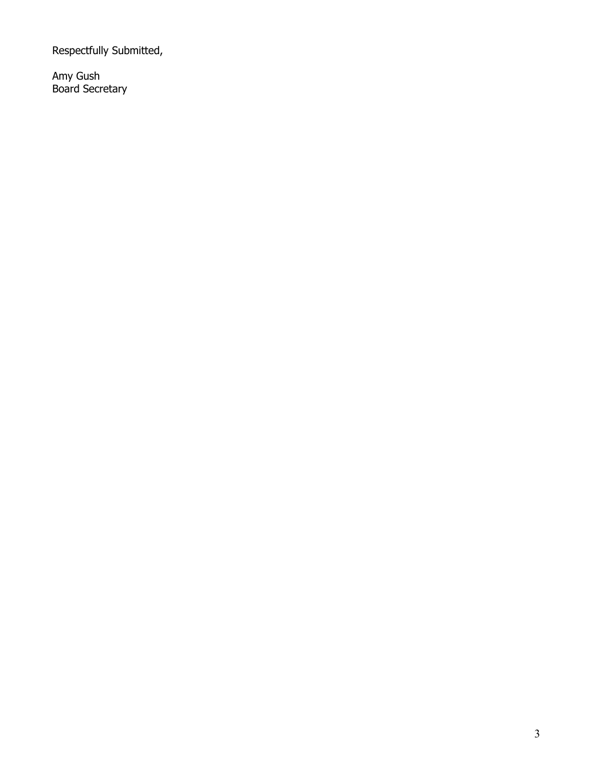Respectfully Submitted,

Amy Gush
Board Secretary